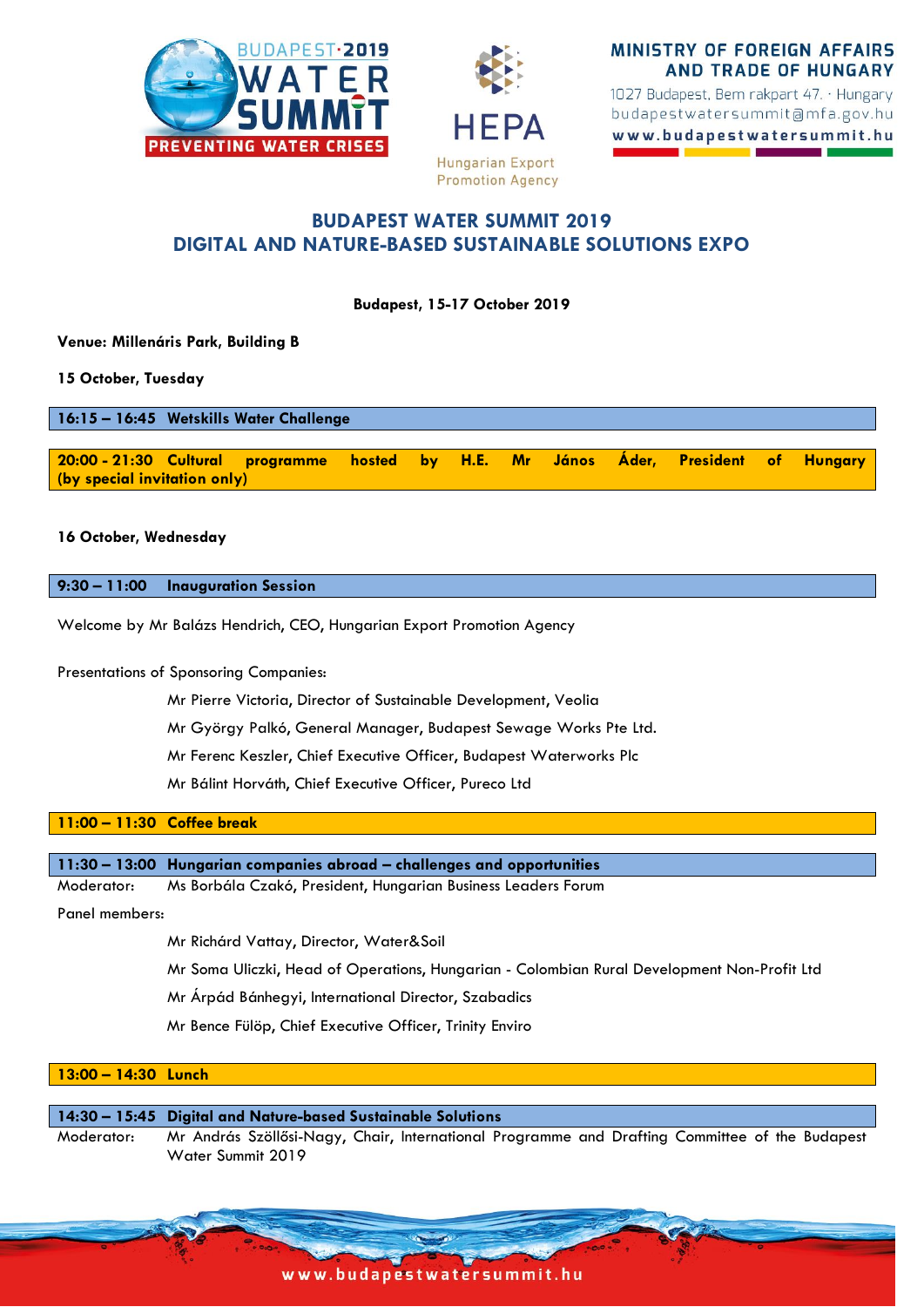BUDAPEST·2019 WATER SUMMIT — PREVENTING WATER CRISES

HEPA — Hungarian Export Promotion Agency

**MINISTRY OF FOREIGN AFFAIRS AND TRADE OF HUNGARY**
1027 Budapest, Bem rakpart 47. · Hungary
budapestwatersummit@mfa.gov.hu
www.budapestwatersummit.hu

# BUDAPEST WATER SUMMIT 2019
# DIGITAL AND NATURE-BASED SUSTAINABLE SOLUTIONS EXPO

**Budapest, 15-17 October 2019**

**Venue: Millenáris Park, Building B**

**15 October, Tuesday**

**16:15 – 16:45 Wetskills Water Challenge**

**20:00 - 21:30 Cultural programme hosted by H.E. Mr János Áder, President of Hungary (by special invitation only)**

**16 October, Wednesday**

**9:30 – 11:00 Inauguration Session**

Welcome by Mr Balázs Hendrich, CEO, Hungarian Export Promotion Agency

Presentations of Sponsoring Companies:

- Mr Pierre Victoria, Director of Sustainable Development, Veolia
- Mr György Palkó, General Manager, Budapest Sewage Works Pte Ltd.
- Mr Ferenc Keszler, Chief Executive Officer, Budapest Waterworks Plc
- Mr Bálint Horváth, Chief Executive Officer, Pureco Ltd

**11:00 – 11:30 Coffee break**

**11:30 – 13:00 Hungarian companies abroad – challenges and opportunities**

Moderator: Ms Borbála Czakó, President, Hungarian Business Leaders Forum

Panel members:

- Mr Richárd Vattay, Director, Water&Soil
- Mr Soma Uliczki, Head of Operations, Hungarian - Colombian Rural Development Non-Profit Ltd
- Mr Árpád Bánhegyi, International Director, Szabadics
- Mr Bence Fülöp, Chief Executive Officer, Trinity Enviro

**13:00 – 14:30 Lunch**

**14:30 – 15:45 Digital and Nature-based Sustainable Solutions**

Moderator: Mr András Szöllősi-Nagy, Chair, International Programme and Drafting Committee of the Budapest Water Summit 2019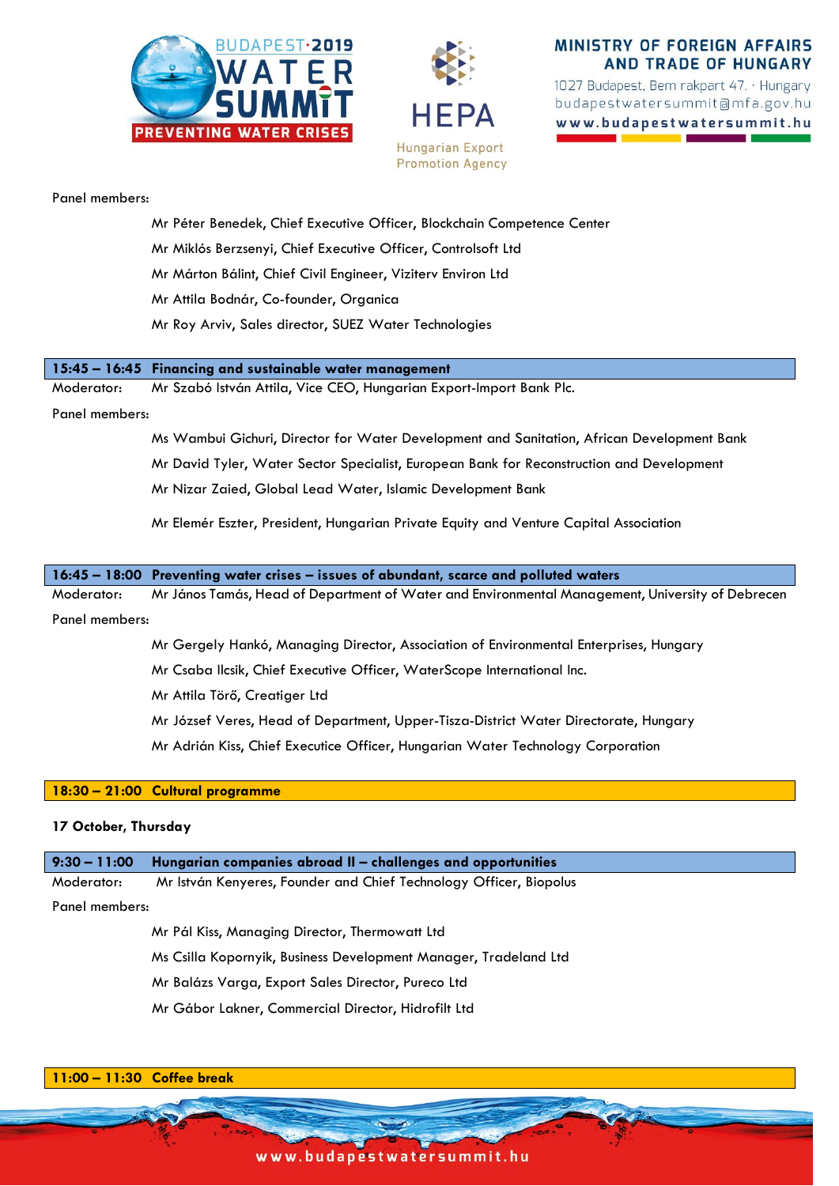Panel members:

- Mr Péter Benedek, Chief Executive Officer, Blockchain Competence Center
- Mr Miklós Berzsenyi, Chief Executive Officer, Controlsoft Ltd
- Mr Márton Bálint, Chief Civil Engineer, Viziterv Environ Ltd
- Mr Attila Bodnár, Co-founder, Organica
- Mr Roy Arviv, Sales director, SUEZ Water Technologies

**15:45 – 16:45 Financing and sustainable water management**

Moderator: Mr Szabó István Attila, Vice CEO, Hungarian Export-Import Bank Plc.

Panel members:

- Ms Wambui Gichuri, Director for Water Development and Sanitation, African Development Bank
- Mr David Tyler, Water Sector Specialist, European Bank for Reconstruction and Development
- Mr Nizar Zaied, Global Lead Water, Islamic Development Bank
- Mr Elemér Eszter, President, Hungarian Private Equity and Venture Capital Association

**16:45 – 18:00 Preventing water crises – issues of abundant, scarce and polluted waters**

Moderator: Mr János Tamás, Head of Department of Water and Environmental Management, University of Debrecen

Panel members:

- Mr Gergely Hankó, Managing Director, Association of Environmental Enterprises, Hungary
- Mr Csaba Ilcsik, Chief Executive Officer, WaterScope International Inc.
- Mr Attila Törő, Creatiger Ltd
- Mr József Veres, Head of Department, Upper-Tisza-District Water Directorate, Hungary
- Mr Adrián Kiss, Chief Executice Officer, Hungarian Water Technology Corporation

**18:30 – 21:00 Cultural programme**

**17 October, Thursday**

**9:30 – 11:00 Hungarian companies abroad II – challenges and opportunities**

Moderator: Mr István Kenyeres, Founder and Chief Technology Officer, Biopolus

Panel members:

- Mr Pál Kiss, Managing Director, Thermowatt Ltd
- Ms Csilla Kopornyik, Business Development Manager, Tradeland Ltd
- Mr Balázs Varga, Export Sales Director, Pureco Ltd
- Mr Gábor Lakner, Commercial Director, Hidrofilt Ltd

**11:00 – 11:30 Coffee break**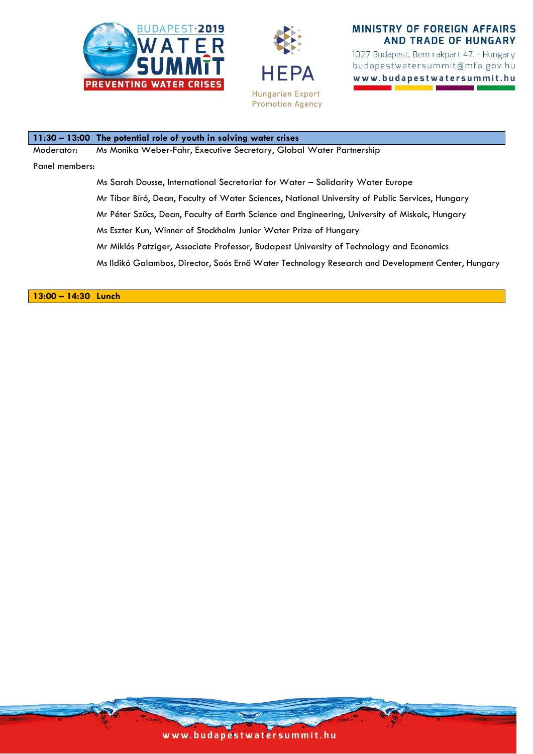**11:30 – 13:00 The potential role of youth in solving water crises**

Moderator: Ms Monika Weber-Fahr, Executive Secretary, Global Water Partnership

Panel members:

Ms Sarah Dousse, International Secretariat for Water – Solidarity Water Europe

Mr Tibor Bíró, Dean, Faculty of Water Sciences, National University of Public Services, Hungary

Mr Péter Szűcs, Dean, Faculty of Earth Science and Engineering, University of Miskolc, Hungary

Ms Eszter Kun, Winner of Stockholm Junior Water Prize of Hungary

Mr Miklós Patziger, Associate Professor, Budapest University of Technology and Economics

Ms Ildikó Galambos, Director, Soós Ernő Water Technology Research and Development Center, Hungary

**13:00 – 14:30 Lunch**